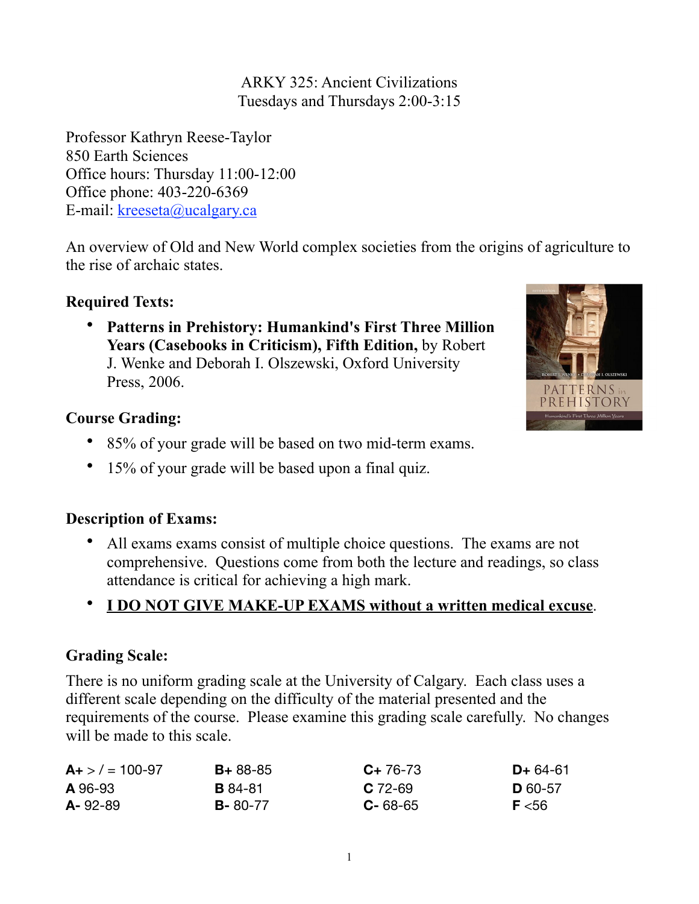ARKY 325: Ancient Civilizations
Tuesdays and Thursdays 2:00-3:15

Professor Kathryn Reese-Taylor
850 Earth Sciences
Office hours: Thursday 11:00-12:00
Office phone: 403-220-6369
E-mail: kreeseta@ucalgary.ca

An overview of Old and New World complex societies from the origins of agriculture to the rise of archaic states.

### Required Texts:

- **Patterns in Prehistory: Humankind's First Three Million Years (Casebooks in Criticism), Fifth Edition,** by Robert J. Wenke and Deborah I. Olszewski, Oxford University Press, 2006.

### Course Grading:

- 85% of your grade will be based on two mid-term exams.
- 15% of your grade will be based upon a final quiz.

### Description of Exams:

- All exams exams consist of multiple choice questions. The exams are not comprehensive. Questions come from both the lecture and readings, so class attendance is critical for achieving a high mark.
- **I DO NOT GIVE MAKE-UP EXAMS without a written medical excuse**.

### Grading Scale:

There is no uniform grading scale at the University of Calgary. Each class uses a different scale depending on the difficulty of the material presented and the requirements of the course. Please examine this grading scale carefully. No changes will be made to this scale.

| | | | |
|---|---|---|---|
| **A+** > / = 100-97 | **B+** 88-85 | **C+** 76-73 | **D+** 64-61 |
| **A** 96-93 | **B** 84-81 | **C** 72-69 | **D** 60-57 |
| **A-** 92-89 | **B-** 80-77 | **C-** 68-65 | **F** <56 |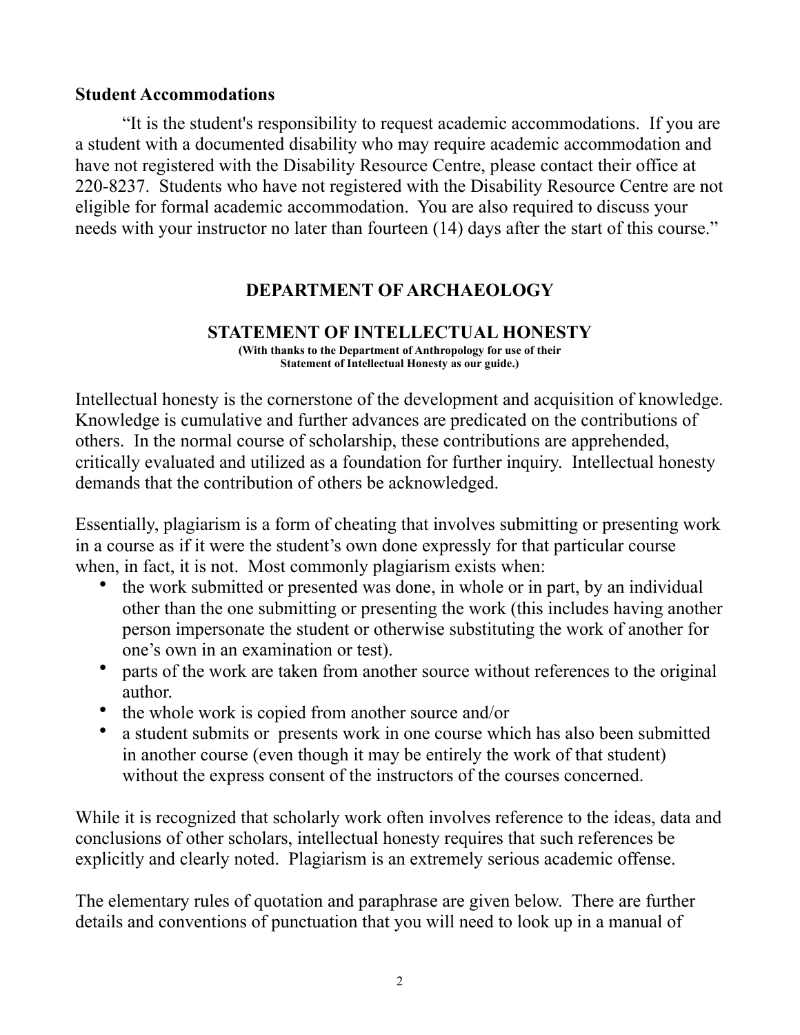**Student Accommodations**

"It is the student's responsibility to request academic accommodations. If you are a student with a documented disability who may require academic accommodation and have not registered with the Disability Resource Centre, please contact their office at 220-8237. Students who have not registered with the Disability Resource Centre are not eligible for formal academic accommodation. You are also required to discuss your needs with your instructor no later than fourteen (14) days after the start of this course."

## DEPARTMENT OF ARCHAEOLOGY

## STATEMENT OF INTELLECTUAL HONESTY

**(With thanks to the Department of Anthropology for use of their Statement of Intellectual Honesty as our guide.)**

Intellectual honesty is the cornerstone of the development and acquisition of knowledge. Knowledge is cumulative and further advances are predicated on the contributions of others. In the normal course of scholarship, these contributions are apprehended, critically evaluated and utilized as a foundation for further inquiry. Intellectual honesty demands that the contribution of others be acknowledged.

Essentially, plagiarism is a form of cheating that involves submitting or presenting work in a course as if it were the student's own done expressly for that particular course when, in fact, it is not. Most commonly plagiarism exists when:

- the work submitted or presented was done, in whole or in part, by an individual other than the one submitting or presenting the work (this includes having another person impersonate the student or otherwise substituting the work of another for one's own in an examination or test).
- parts of the work are taken from another source without references to the original author.
- the whole work is copied from another source and/or
- a student submits or presents work in one course which has also been submitted in another course (even though it may be entirely the work of that student) without the express consent of the instructors of the courses concerned.

While it is recognized that scholarly work often involves reference to the ideas, data and conclusions of other scholars, intellectual honesty requires that such references be explicitly and clearly noted. Plagiarism is an extremely serious academic offense.

The elementary rules of quotation and paraphrase are given below. There are further details and conventions of punctuation that you will need to look up in a manual of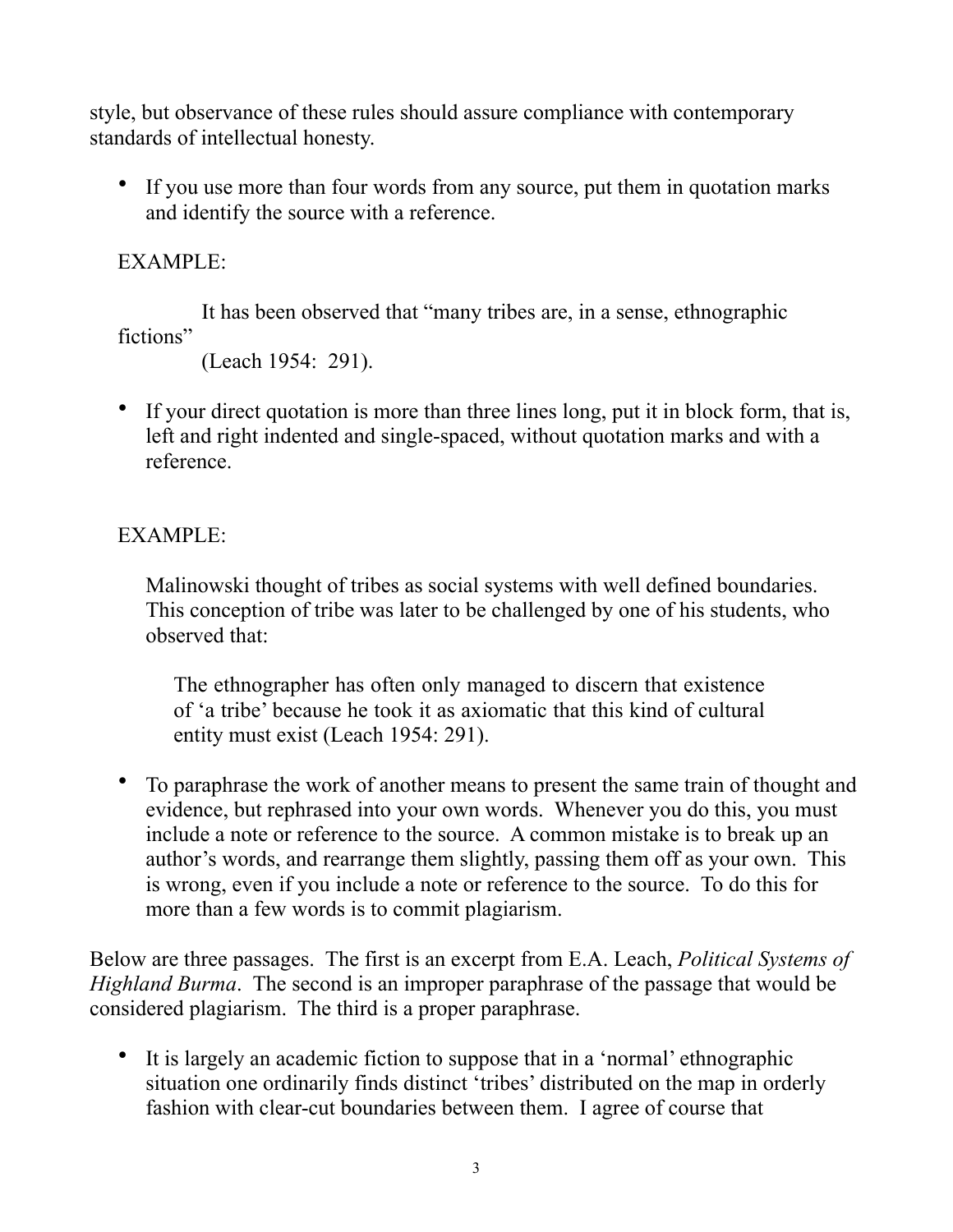style, but observance of these rules should assure compliance with contemporary standards of intellectual honesty.

- If you use more than four words from any source, put them in quotation marks and identify the source with a reference.

EXAMPLE:

> It has been observed that “many tribes are, in a sense, ethnographic fictions” (Leach 1954: 291).

- If your direct quotation is more than three lines long, put it in block form, that is, left and right indented and single-spaced, without quotation marks and with a reference.

EXAMPLE:

Malinowski thought of tribes as social systems with well defined boundaries. This conception of tribe was later to be challenged by one of his students, who observed that:

> The ethnographer has often only managed to discern that existence of ‘a tribe’ because he took it as axiomatic that this kind of cultural entity must exist (Leach 1954: 291).

- To paraphrase the work of another means to present the same train of thought and evidence, but rephrased into your own words. Whenever you do this, you must include a note or reference to the source. A common mistake is to break up an author’s words, and rearrange them slightly, passing them off as your own. This is wrong, even if you include a note or reference to the source. To do this for more than a few words is to commit plagiarism.

Below are three passages. The first is an excerpt from E.A. Leach, *Political Systems of Highland Burma*. The second is an improper paraphrase of the passage that would be considered plagiarism. The third is a proper paraphrase.

- It is largely an academic fiction to suppose that in a ‘normal’ ethnographic situation one ordinarily finds distinct ‘tribes’ distributed on the map in orderly fashion with clear-cut boundaries between them. I agree of course that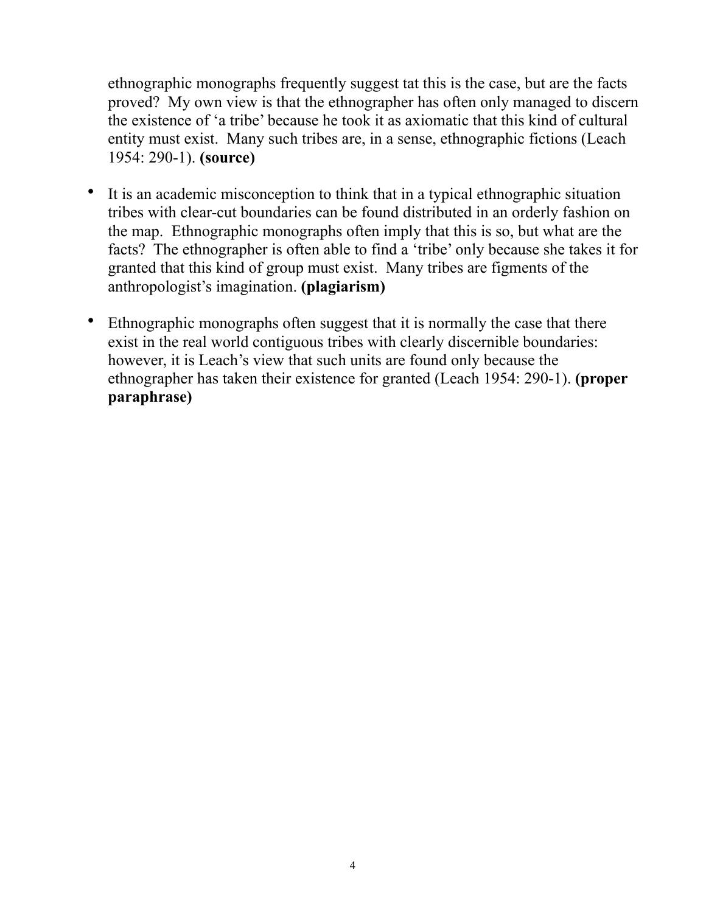ethnographic monographs frequently suggest tat this is the case, but are the facts proved? My own view is that the ethnographer has often only managed to discern the existence of 'a tribe' because he took it as axiomatic that this kind of cultural entity must exist. Many such tribes are, in a sense, ethnographic fictions (Leach 1954: 290-1). **(source)**

- It is an academic misconception to think that in a typical ethnographic situation tribes with clear-cut boundaries can be found distributed in an orderly fashion on the map. Ethnographic monographs often imply that this is so, but what are the facts? The ethnographer is often able to find a 'tribe' only because she takes it for granted that this kind of group must exist. Many tribes are figments of the anthropologist's imagination. **(plagiarism)**

- Ethnographic monographs often suggest that it is normally the case that there exist in the real world contiguous tribes with clearly discernible boundaries: however, it is Leach's view that such units are found only because the ethnographer has taken their existence for granted (Leach 1954: 290-1). **(proper paraphrase)**